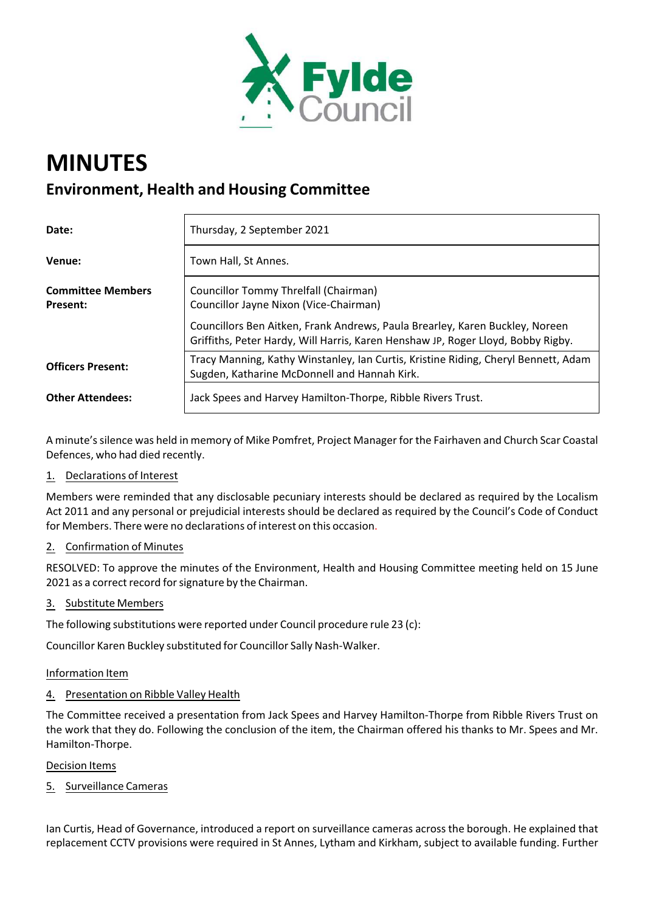# MINUTES

## Environment, Health and Housing Committee

| | |
|---|---|
| **Date:** | Thursday, 2 September 2021 |
| **Venue:** | Town Hall, St Annes. |
| **Committee Members Present:** | Councillor Tommy Threlfall (Chairman)<br>Councillor Jayne Nixon (Vice-Chairman)<br>Councillors Ben Aitken, Frank Andrews, Paula Brearley, Karen Buckley, Noreen Griffiths, Peter Hardy, Will Harris, Karen Henshaw JP, Roger Lloyd, Bobby Rigby. |
| **Officers Present:** | Tracy Manning, Kathy Winstanley, Ian Curtis, Kristine Riding, Cheryl Bennett, Adam Sugden, Katharine McDonnell and Hannah Kirk. |
| **Other Attendees:** | Jack Spees and Harvey Hamilton-Thorpe, Ribble Rivers Trust. |

A minute's silence was held in memory of Mike Pomfret, Project Manager for the Fairhaven and Church Scar Coastal Defences, who had died recently.

### 1. Declarations of Interest

Members were reminded that any disclosable pecuniary interests should be declared as required by the Localism Act 2011 and any personal or prejudicial interests should be declared as required by the Council's Code of Conduct for Members. There were no declarations of interest on this occasion.

### 2. Confirmation of Minutes

RESOLVED: To approve the minutes of the Environment, Health and Housing Committee meeting held on 15 June 2021 as a correct record for signature by the Chairman.

### 3. Substitute Members

The following substitutions were reported under Council procedure rule 23 (c):

Councillor Karen Buckley substituted for Councillor Sally Nash-Walker.

Information Item

### 4. Presentation on Ribble Valley Health

The Committee received a presentation from Jack Spees and Harvey Hamilton-Thorpe from Ribble Rivers Trust on the work that they do. Following the conclusion of the item, the Chairman offered his thanks to Mr. Spees and Mr. Hamilton-Thorpe.

Decision Items

### 5. Surveillance Cameras

Ian Curtis, Head of Governance, introduced a report on surveillance cameras across the borough. He explained that replacement CCTV provisions were required in St Annes, Lytham and Kirkham, subject to available funding. Further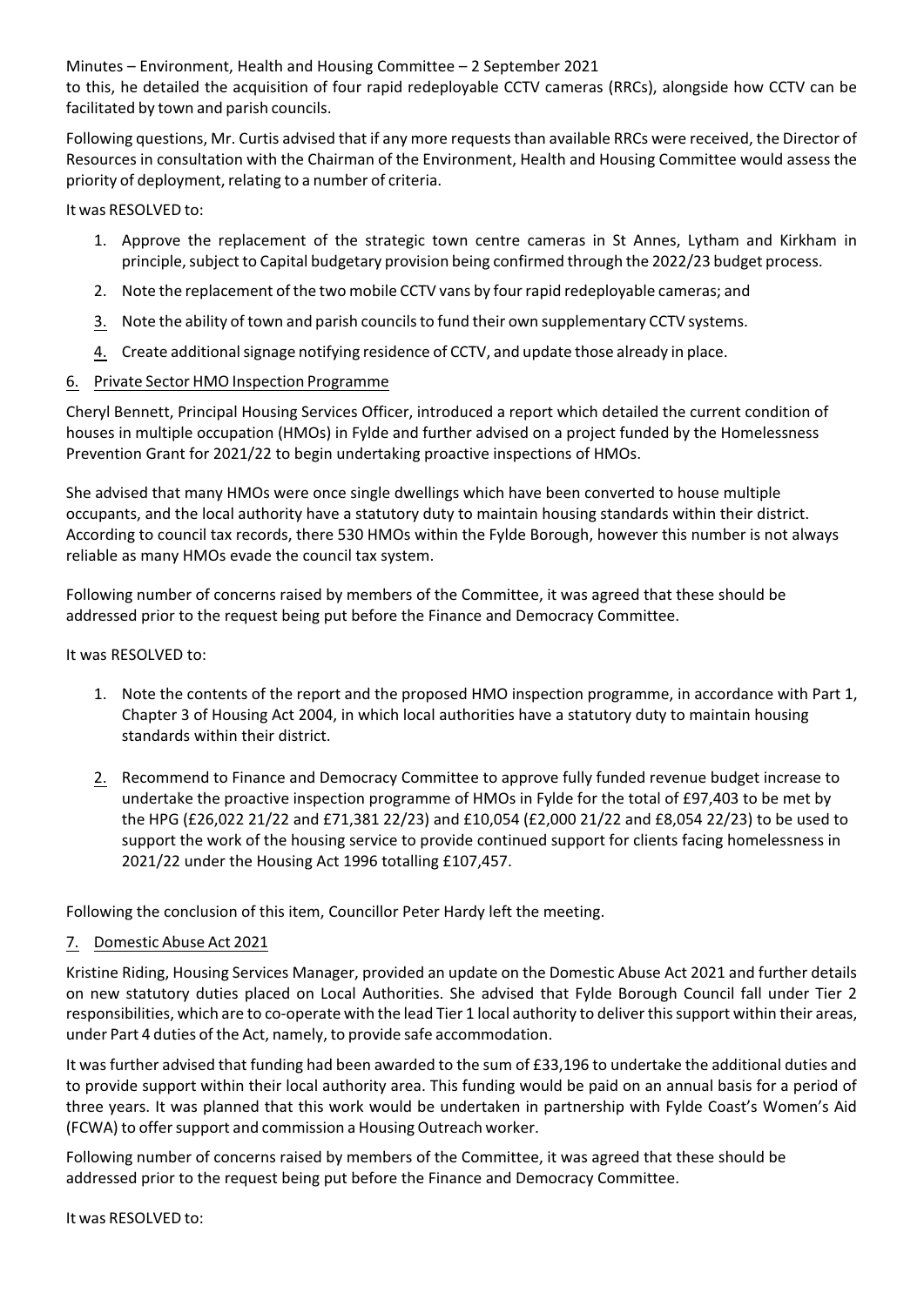to this, he detailed the acquisition of four rapid redeployable CCTV cameras (RRCs), alongside how CCTV can be facilitated by town and parish councils.

Following questions, Mr. Curtis advised that if any more requests than available RRCs were received, the Director of Resources in consultation with the Chairman of the Environment, Health and Housing Committee would assess the priority of deployment, relating to a number of criteria.

It was RESOLVED to:

1. Approve the replacement of the strategic town centre cameras in St Annes, Lytham and Kirkham in principle, subject to Capital budgetary provision being confirmed through the 2022/23 budget process.
2. Note the replacement of the two mobile CCTV vans by four rapid redeployable cameras; and
3. Note the ability of town and parish councils to fund their own supplementary CCTV systems.
4. Create additional signage notifying residence of CCTV, and update those already in place.

## 6. Private Sector HMO Inspection Programme

Cheryl Bennett, Principal Housing Services Officer, introduced a report which detailed the current condition of houses in multiple occupation (HMOs) in Fylde and further advised on a project funded by the Homelessness Prevention Grant for 2021/22 to begin undertaking proactive inspections of HMOs.

She advised that many HMOs were once single dwellings which have been converted to house multiple occupants, and the local authority have a statutory duty to maintain housing standards within their district. According to council tax records, there 530 HMOs within the Fylde Borough, however this number is not always reliable as many HMOs evade the council tax system.

Following number of concerns raised by members of the Committee, it was agreed that these should be addressed prior to the request being put before the Finance and Democracy Committee.

It was RESOLVED to:

1. Note the contents of the report and the proposed HMO inspection programme, in accordance with Part 1, Chapter 3 of Housing Act 2004, in which local authorities have a statutory duty to maintain housing standards within their district.

2. Recommend to Finance and Democracy Committee to approve fully funded revenue budget increase to undertake the proactive inspection programme of HMOs in Fylde for the total of £97,403 to be met by the HPG (£26,022 21/22 and £71,381 22/23) and £10,054 (£2,000 21/22 and £8,054 22/23) to be used to support the work of the housing service to provide continued support for clients facing homelessness in 2021/22 under the Housing Act 1996 totalling £107,457.

Following the conclusion of this item, Councillor Peter Hardy left the meeting.

## 7. Domestic Abuse Act 2021

Kristine Riding, Housing Services Manager, provided an update on the Domestic Abuse Act 2021 and further details on new statutory duties placed on Local Authorities. She advised that Fylde Borough Council fall under Tier 2 responsibilities, which are to co-operate with the lead Tier 1 local authority to deliver this support within their areas, under Part 4 duties of the Act, namely, to provide safe accommodation.

It was further advised that funding had been awarded to the sum of £33,196 to undertake the additional duties and to provide support within their local authority area. This funding would be paid on an annual basis for a period of three years. It was planned that this work would be undertaken in partnership with Fylde Coast's Women's Aid (FCWA) to offer support and commission a Housing Outreach worker.

Following number of concerns raised by members of the Committee, it was agreed that these should be addressed prior to the request being put before the Finance and Democracy Committee.

It was RESOLVED to: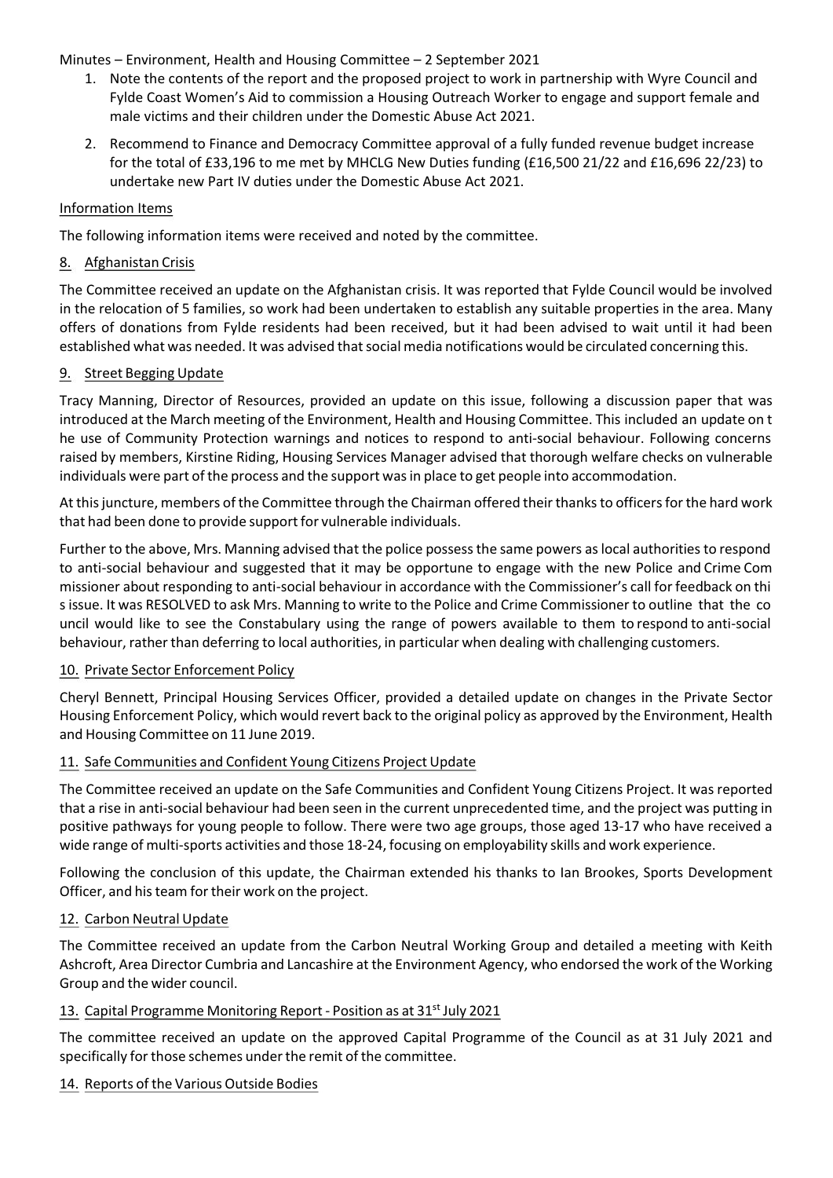Minutes – Environment, Health and Housing Committee – 2 September 2021

1. Note the contents of the report and the proposed project to work in partnership with Wyre Council and Fylde Coast Women's Aid to commission a Housing Outreach Worker to engage and support female and male victims and their children under the Domestic Abuse Act 2021.
2. Recommend to Finance and Democracy Committee approval of a fully funded revenue budget increase for the total of £33,196 to me met by MHCLG New Duties funding (£16,500 21/22 and £16,696 22/23) to undertake new Part IV duties under the Domestic Abuse Act 2021.

Information Items

The following information items were received and noted by the committee.

8. Afghanistan Crisis

The Committee received an update on the Afghanistan crisis. It was reported that Fylde Council would be involved in the relocation of 5 families, so work had been undertaken to establish any suitable properties in the area. Many offers of donations from Fylde residents had been received, but it had been advised to wait until it had been established what was needed. It was advised that social media notifications would be circulated concerning this.

9. Street Begging Update

Tracy Manning, Director of Resources, provided an update on this issue, following a discussion paper that was introduced at the March meeting of the Environment, Health and Housing Committee. This included an update on the use of Community Protection warnings and notices to respond to anti-social behaviour. Following concerns raised by members, Kirstine Riding, Housing Services Manager advised that thorough welfare checks on vulnerable individuals were part of the process and the support was in place to get people into accommodation.

At this juncture, members of the Committee through the Chairman offered their thanks to officers for the hard work that had been done to provide support for vulnerable individuals.

Further to the above, Mrs. Manning advised that the police possess the same powers as local authorities to respond to anti-social behaviour and suggested that it may be opportune to engage with the new Police and Crime Commissioner about responding to anti-social behaviour in accordance with the Commissioner's call for feedback on this issue. It was RESOLVED to ask Mrs. Manning to write to the Police and Crime Commissioner to outline that the council would like to see the Constabulary using the range of powers available to them to respond to anti-social behaviour, rather than deferring to local authorities, in particular when dealing with challenging customers.

10. Private Sector Enforcement Policy

Cheryl Bennett, Principal Housing Services Officer, provided a detailed update on changes in the Private Sector Housing Enforcement Policy, which would revert back to the original policy as approved by the Environment, Health and Housing Committee on 11 June 2019.

11. Safe Communities and Confident Young Citizens Project Update

The Committee received an update on the Safe Communities and Confident Young Citizens Project. It was reported that a rise in anti-social behaviour had been seen in the current unprecedented time, and the project was putting in positive pathways for young people to follow. There were two age groups, those aged 13-17 who have received a wide range of multi-sports activities and those 18-24, focusing on employability skills and work experience.

Following the conclusion of this update, the Chairman extended his thanks to Ian Brookes, Sports Development Officer, and his team for their work on the project.

12. Carbon Neutral Update

The Committee received an update from the Carbon Neutral Working Group and detailed a meeting with Keith Ashcroft, Area Director Cumbria and Lancashire at the Environment Agency, who endorsed the work of the Working Group and the wider council.

13. Capital Programme Monitoring Report - Position as at 31st July 2021

The committee received an update on the approved Capital Programme of the Council as at 31 July 2021 and specifically for those schemes under the remit of the committee.

14. Reports of the Various Outside Bodies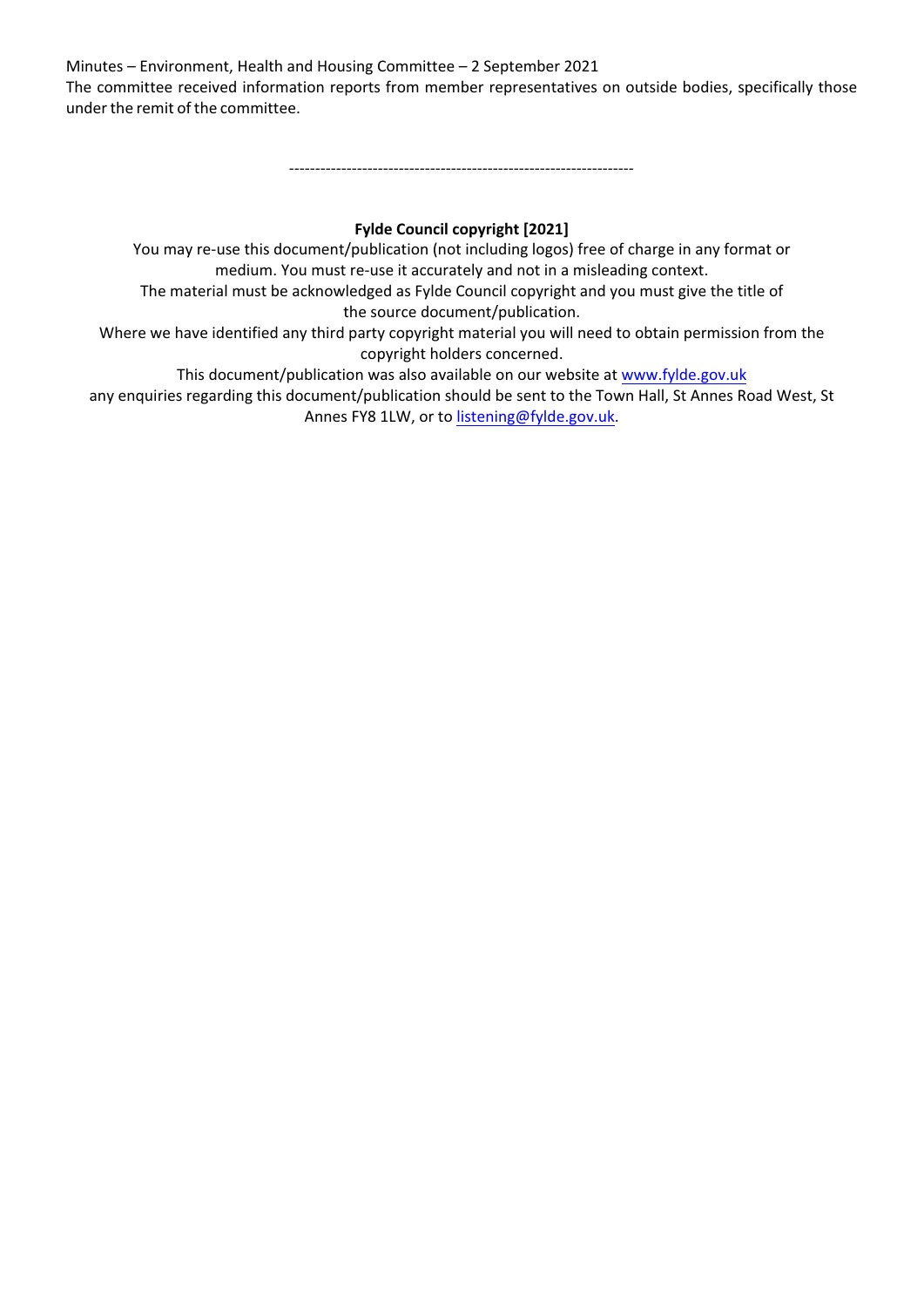Minutes – Environment, Health and Housing Committee – 2 September 2021

The committee received information reports from member representatives on outside bodies, specifically those under the remit of the committee.

------------------------------------------------------------------

**Fylde Council copyright [2021]**

You may re-use this document/publication (not including logos) free of charge in any format or medium. You must re-use it accurately and not in a misleading context.

The material must be acknowledged as Fylde Council copyright and you must give the title of the source document/publication.

Where we have identified any third party copyright material you will need to obtain permission from the copyright holders concerned.

This document/publication was also available on our website at [www.fylde.gov.uk](http://www.fylde.gov.uk)

any enquiries regarding this document/publication should be sent to the Town Hall, St Annes Road West, St Annes FY8 1LW, or to [listening@fylde.gov.uk](mailto:listening@fylde.gov.uk).